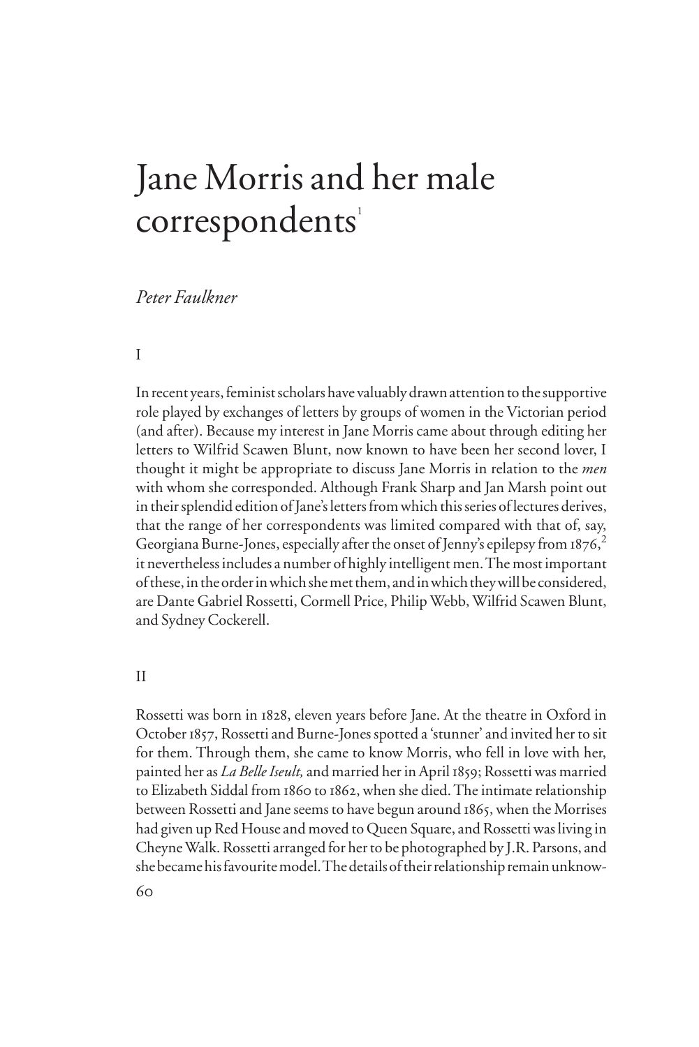# Jane Morris and her male correspondents[1]

*Peter Faulkner*

I

In recent years, feminist scholars have valuably drawn attention to the supportive role played by exchanges of letters by groups of women in the Victorian period (and after). Because my interest in Jane Morris came about through editing her letters to Wilfrid Scawen Blunt, now known to have been her second lover, I thought it might be appropriate to discuss Jane Morris in relation to the *men* with whom she corresponded. Although Frank Sharp and Jan Marsh point out in their splendid edition of Jane's letters from which this series of lectures derives, that the range of her correspondents was limited compared with that of, say, Georgiana Burne-Jones, especially after the onset of Jenny's epilepsy from 1876,[2] it nevertheless includes a number of highly intelligent men. The most important of these, in the order in which she met them, and in which they will be considered, are Dante Gabriel Rossetti, Cormell Price, Philip Webb, Wilfrid Scawen Blunt, and Sydney Cockerell.

II

Rossetti was born in 1828, eleven years before Jane. At the theatre in Oxford in October 1857, Rossetti and Burne-Jones spotted a 'stunner' and invited her to sit for them. Through them, she came to know Morris, who fell in love with her, painted her as *La Belle Iseult,* and married her in April 1859; Rossetti was married to Elizabeth Siddal from 1860 to 1862, when she died. The intimate relationship between Rossetti and Jane seems to have begun around 1865, when the Morrises had given up Red House and moved to Queen Square, and Rossetti was living in Cheyne Walk. Rossetti arranged for her to be photographed by J.R. Parsons, and she became his favourite model. The details of their relationship remain unknow-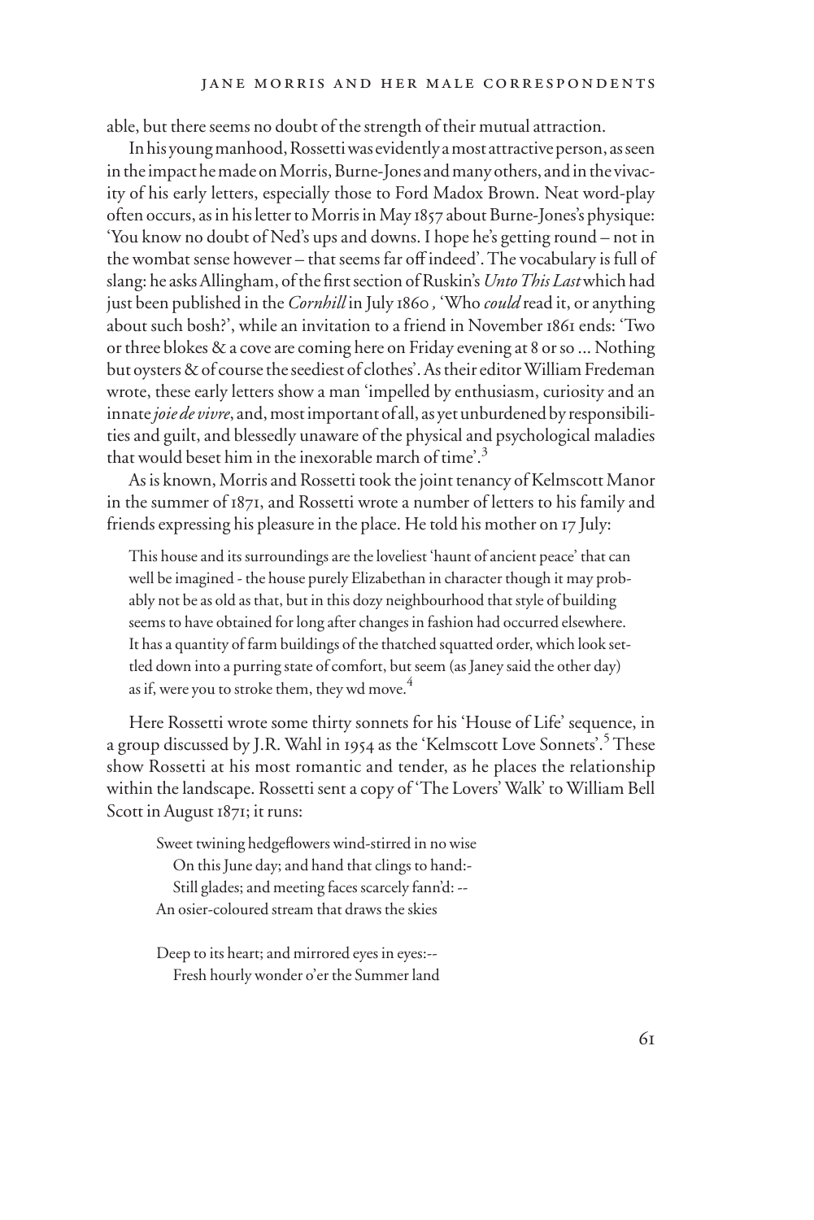able, but there seems no doubt of the strength of their mutual attraction.

In his young manhood, Rossetti was evidently a most attractive person, as seen in the impact he made on Morris, Burne-Jones and many others, and in the vivacity of his early letters, especially those to Ford Madox Brown. Neat word-play often occurs, as in his letter to Morris in May 1857 about Burne-Jones's physique: 'You know no doubt of Ned's ups and downs. I hope he's getting round – not in the wombat sense however – that seems far off indeed'. The vocabulary is full of slang: he asks Allingham, of the first section of Ruskin's *Unto This Last* which had just been published in the *Cornhill* in July 1860, 'Who *could* read it, or anything about such bosh?', while an invitation to a friend in November 1861 ends: 'Two or three blokes & a cove are coming here on Friday evening at 8 or so ... Nothing but oysters & of course the seediest of clothes'. As their editor William Fredeman wrote, these early letters show a man 'impelled by enthusiasm, curiosity and an innate *joie de vivre*, and, most important of all, as yet unburdened by responsibilities and guilt, and blessedly unaware of the physical and psychological maladies that would beset him in the inexorable march of time'.[3]

As is known, Morris and Rossetti took the joint tenancy of Kelmscott Manor in the summer of 1871, and Rossetti wrote a number of letters to his family and friends expressing his pleasure in the place. He told his mother on 17 July:

> This house and its surroundings are the loveliest 'haunt of ancient peace' that can well be imagined - the house purely Elizabethan in character though it may probably not be as old as that, but in this dozy neighbourhood that style of building seems to have obtained for long after changes in fashion had occurred elsewhere. It has a quantity of farm buildings of the thatched squatted order, which look settled down into a purring state of comfort, but seem (as Janey said the other day) as if, were you to stroke them, they wd move.[4]

Here Rossetti wrote some thirty sonnets for his 'House of Life' sequence, in a group discussed by J.R. Wahl in 1954 as the 'Kelmscott Love Sonnets'.[5] These show Rossetti at his most romantic and tender, as he places the relationship within the landscape. Rossetti sent a copy of 'The Lovers' Walk' to William Bell Scott in August 1871; it runs:

> Sweet twining hedgeflowers wind-stirred in no wise
> On this June day; and hand that clings to hand:-
> Still glades; and meeting faces scarcely fann'd: --
> An osier-coloured stream that draws the skies
>
> Deep to its heart; and mirrored eyes in eyes:--
> Fresh hourly wonder o'er the Summer land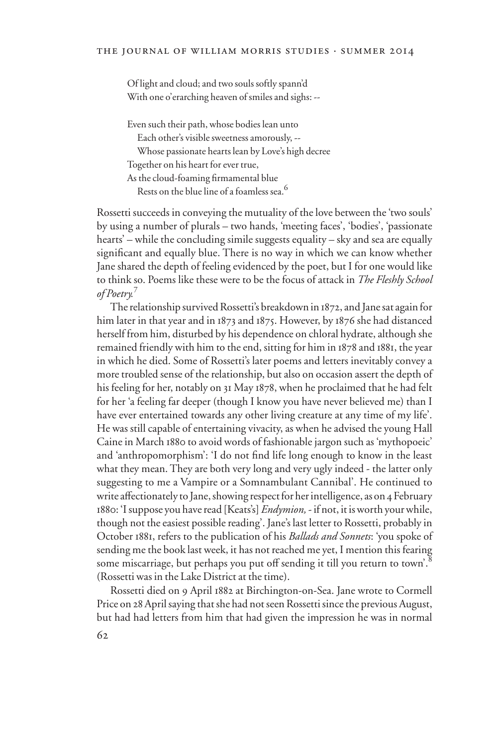Of light and cloud; and two souls softly spann'd
With one o'erarching heaven of smiles and sighs: --

Even such their path, whose bodies lean unto
   Each other's visible sweetness amorously, --
   Whose passionate hearts lean by Love's high decree
Together on his heart for ever true,
As the cloud-foaming firmamental blue
   Rests on the blue line of a foamless sea.[6]

Rossetti succeeds in conveying the mutuality of the love between the 'two souls' by using a number of plurals – two hands, 'meeting faces', 'bodies', 'passionate hearts' – while the concluding simile suggests equality – sky and sea are equally significant and equally blue. There is no way in which we can know whether Jane shared the depth of feeling evidenced by the poet, but I for one would like to think so. Poems like these were to be the focus of attack in *The Fleshly School of Poetry.*[7]

The relationship survived Rossetti's breakdown in 1872, and Jane sat again for him later in that year and in 1873 and 1875. However, by 1876 she had distanced herself from him, disturbed by his dependence on chloral hydrate, although she remained friendly with him to the end, sitting for him in 1878 and 1881, the year in which he died. Some of Rossetti's later poems and letters inevitably convey a more troubled sense of the relationship, but also on occasion assert the depth of his feeling for her, notably on 31 May 1878, when he proclaimed that he had felt for her 'a feeling far deeper (though I know you have never believed me) than I have ever entertained towards any other living creature at any time of my life'. He was still capable of entertaining vivacity, as when he advised the young Hall Caine in March 1880 to avoid words of fashionable jargon such as 'mythopoeic' and 'anthropomorphism': 'I do not find life long enough to know in the least what they mean. They are both very long and very ugly indeed - the latter only suggesting to me a Vampire or a Somnambulant Cannibal'. He continued to write affectionately to Jane, showing respect for her intelligence, as on 4 February 1880: 'I suppose you have read [Keats's] *Endymion,* - if not, it is worth your while, though not the easiest possible reading'. Jane's last letter to Rossetti, probably in October 1881, refers to the publication of his *Ballads and Sonnets*: 'you spoke of sending me the book last week, it has not reached me yet, I mention this fearing some miscarriage, but perhaps you put off sending it till you return to town'.[8] (Rossetti was in the Lake District at the time).

Rossetti died on 9 April 1882 at Birchington-on-Sea. Jane wrote to Cormell Price on 28 April saying that she had not seen Rossetti since the previous August, but had had letters from him that had given the impression he was in normal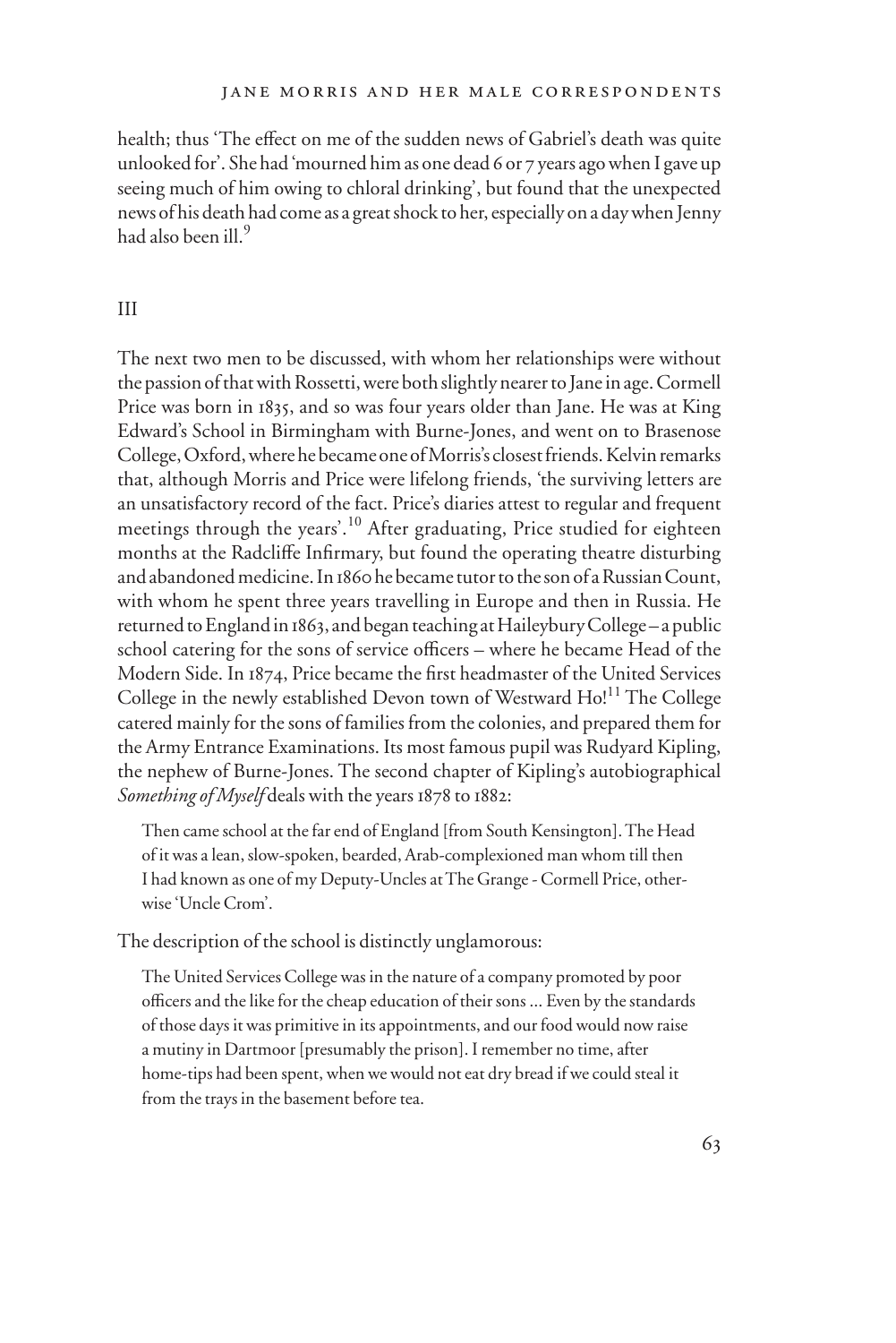health; thus 'The effect on me of the sudden news of Gabriel's death was quite unlooked for'. She had 'mourned him as one dead 6 or 7 years ago when I gave up seeing much of him owing to chloral drinking', but found that the unexpected news of his death had come as a great shock to her, especially on a day when Jenny had also been ill.[9]

## III

The next two men to be discussed, with whom her relationships were without the passion of that with Rossetti, were both slightly nearer to Jane in age. Cormell Price was born in 1835, and so was four years older than Jane. He was at King Edward's School in Birmingham with Burne-Jones, and went on to Brasenose College, Oxford, where he became one of Morris's closest friends. Kelvin remarks that, although Morris and Price were lifelong friends, 'the surviving letters are an unsatisfactory record of the fact. Price's diaries attest to regular and frequent meetings through the years'.[10] After graduating, Price studied for eighteen months at the Radcliffe Infirmary, but found the operating theatre disturbing and abandoned medicine. In 1860 he became tutor to the son of a Russian Count, with whom he spent three years travelling in Europe and then in Russia. He returned to England in 1863, and began teaching at Haileybury College – a public school catering for the sons of service officers – where he became Head of the Modern Side. In 1874, Price became the first headmaster of the United Services College in the newly established Devon town of Westward Ho![11] The College catered mainly for the sons of families from the colonies, and prepared them for the Army Entrance Examinations. Its most famous pupil was Rudyard Kipling, the nephew of Burne-Jones. The second chapter of Kipling's autobiographical *Something of Myself* deals with the years 1878 to 1882:

> Then came school at the far end of England [from South Kensington]. The Head of it was a lean, slow-spoken, bearded, Arab-complexioned man whom till then I had known as one of my Deputy-Uncles at The Grange - Cormell Price, otherwise 'Uncle Crom'.

The description of the school is distinctly unglamorous:

> The United Services College was in the nature of a company promoted by poor officers and the like for the cheap education of their sons ... Even by the standards of those days it was primitive in its appointments, and our food would now raise a mutiny in Dartmoor [presumably the prison]. I remember no time, after home-tips had been spent, when we would not eat dry bread if we could steal it from the trays in the basement before tea.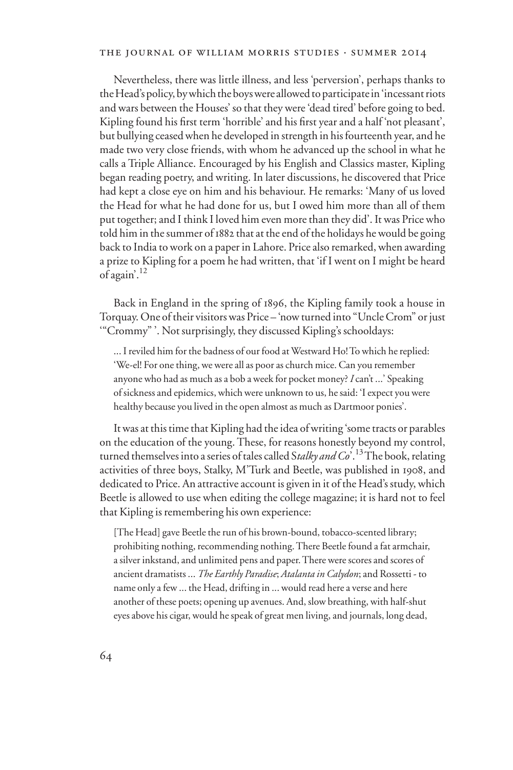Nevertheless, there was little illness, and less 'perversion', perhaps thanks to the Head's policy, by which the boys were allowed to participate in 'incessant riots and wars between the Houses' so that they were 'dead tired' before going to bed. Kipling found his first term 'horrible' and his first year and a half 'not pleasant', but bullying ceased when he developed in strength in his fourteenth year, and he made two very close friends, with whom he advanced up the school in what he calls a Triple Alliance. Encouraged by his English and Classics master, Kipling began reading poetry, and writing. In later discussions, he discovered that Price had kept a close eye on him and his behaviour. He remarks: 'Many of us loved the Head for what he had done for us, but I owed him more than all of them put together; and I think I loved him even more than they did'. It was Price who told him in the summer of 1882 that at the end of the holidays he would be going back to India to work on a paper in Lahore. Price also remarked, when awarding a prize to Kipling for a poem he had written, that 'if I went on I might be heard of again'.[12]

Back in England in the spring of 1896, the Kipling family took a house in Torquay. One of their visitors was Price – 'now turned into "Uncle Crom" or just '"Crommy" '. Not surprisingly, they discussed Kipling's schooldays:

> ... I reviled him for the badness of our food at Westward Ho! To which he replied: 'We-el! For one thing, we were all as poor as church mice. Can you remember anyone who had as much as a bob a week for pocket money? *I* can't ...' Speaking of sickness and epidemics, which were unknown to us, he said: 'I expect you were healthy because you lived in the open almost as much as Dartmoor ponies'.

It was at this time that Kipling had the idea of writing 'some tracts or parables on the education of the young. These, for reasons honestly beyond my control, turned themselves into a series of tales called S*talky and Co*'.[13] The book, relating activities of three boys, Stalky, M'Turk and Beetle, was published in 1908, and dedicated to Price. An attractive account is given in it of the Head's study, which Beetle is allowed to use when editing the college magazine; it is hard not to feel that Kipling is remembering his own experience:

> [The Head] gave Beetle the run of his brown-bound, tobacco-scented library; prohibiting nothing, recommending nothing. There Beetle found a fat armchair, a silver inkstand, and unlimited pens and paper. There were scores and scores of ancient dramatists ... *The Earthly Paradise*; *Atalanta in Calydon*; and Rossetti - to name only a few ... the Head, drifting in ... would read here a verse and here another of these poets; opening up avenues. And, slow breathing, with half-shut eyes above his cigar, would he speak of great men living, and journals, long dead,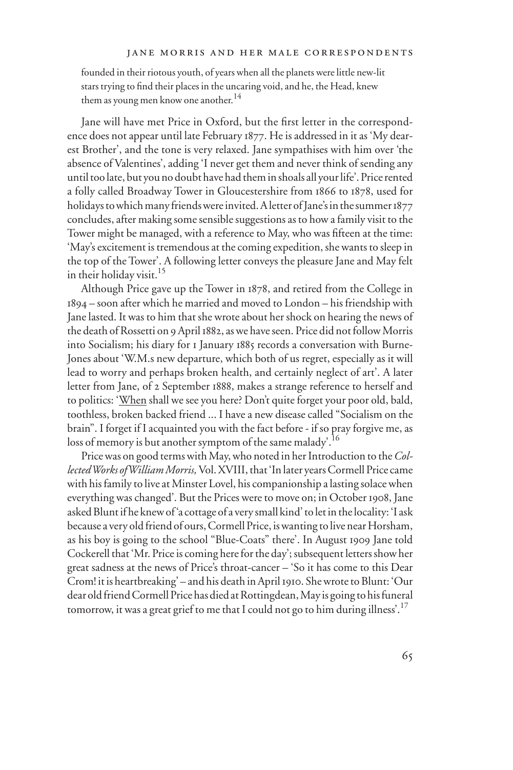founded in their riotous youth, of years when all the planets were little new-lit stars trying to find their places in the uncaring void, and he, the Head, knew them as young men know one another.[14]

Jane will have met Price in Oxford, but the first letter in the correspondence does not appear until late February 1877. He is addressed in it as 'My dearest Brother', and the tone is very relaxed. Jane sympathises with him over 'the absence of Valentines', adding 'I never get them and never think of sending any until too late, but you no doubt have had them in shoals all your life'. Price rented a folly called Broadway Tower in Gloucestershire from 1866 to 1878, used for holidays to which many friends were invited. A letter of Jane's in the summer 1877 concludes, after making some sensible suggestions as to how a family visit to the Tower might be managed, with a reference to May, who was fifteen at the time: 'May's excitement is tremendous at the coming expedition, she wants to sleep in the top of the Tower'. A following letter conveys the pleasure Jane and May felt in their holiday visit.[15]

Although Price gave up the Tower in 1878, and retired from the College in 1894 – soon after which he married and moved to London – his friendship with Jane lasted. It was to him that she wrote about her shock on hearing the news of the death of Rossetti on 9 April 1882, as we have seen. Price did not follow Morris into Socialism; his diary for 1 January 1885 records a conversation with Burne-Jones about 'W.M.s new departure, which both of us regret, especially as it will lead to worry and perhaps broken health, and certainly neglect of art'. A later letter from Jane, of 2 September 1888, makes a strange reference to herself and to politics: '<u>When</u> shall we see you here? Don't quite forget your poor old, bald, toothless, broken backed friend ... I have a new disease called "Socialism on the brain". I forget if I acquainted you with the fact before - if so pray forgive me, as loss of memory is but another symptom of the same malady'.[16]

Price was on good terms with May, who noted in her Introduction to the *Collected Works of William Morris,* Vol. XVIII, that 'In later years Cormell Price came with his family to live at Minster Lovel, his companionship a lasting solace when everything was changed'. But the Prices were to move on; in October 1908, Jane asked Blunt if he knew of 'a cottage of a very small kind' to let in the locality: 'I ask because a very old friend of ours, Cormell Price, is wanting to live near Horsham, as his boy is going to the school "Blue-Coats" there'. In August 1909 Jane told Cockerell that 'Mr. Price is coming here for the day'; subsequent letters show her great sadness at the news of Price's throat-cancer – 'So it has come to this Dear Crom! it is heartbreaking' – and his death in April 1910. She wrote to Blunt: 'Our dear old friend Cormell Price has died at Rottingdean, May is going to his funeral tomorrow, it was a great grief to me that I could not go to him during illness'.[17]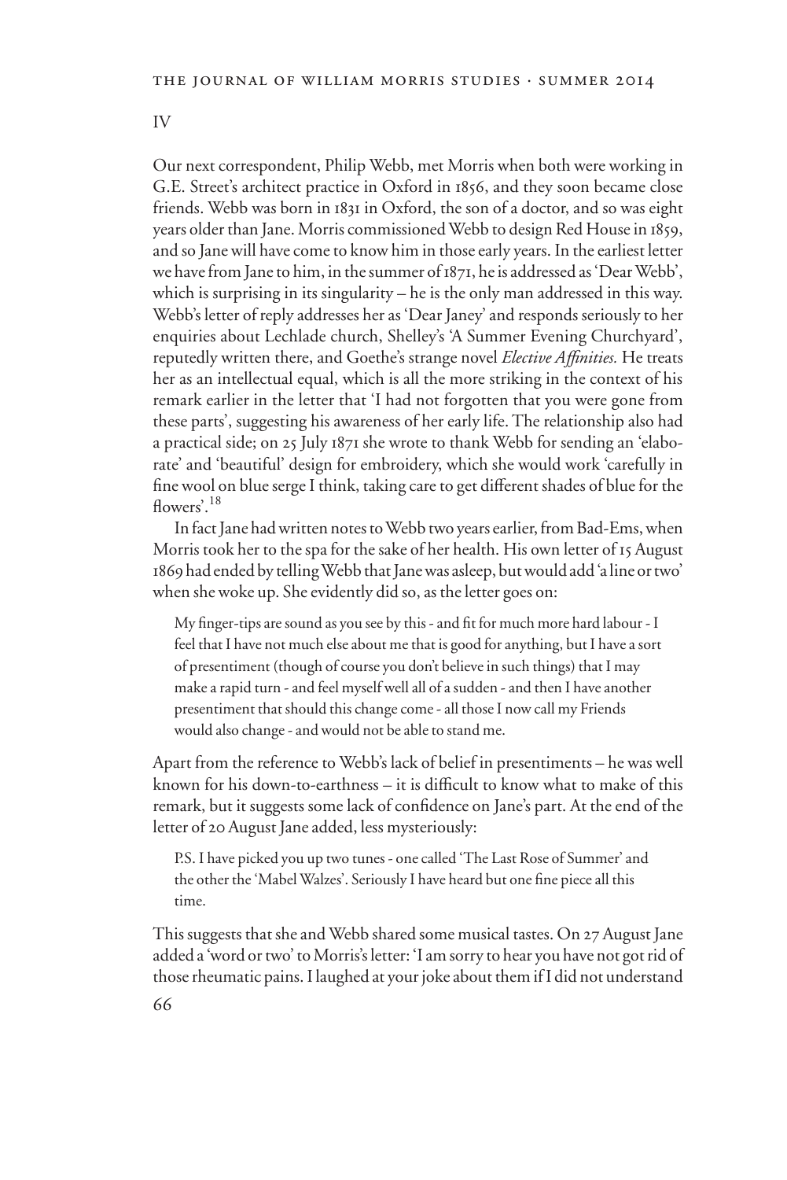IV

Our next correspondent, Philip Webb, met Morris when both were working in G.E. Street's architect practice in Oxford in 1856, and they soon became close friends. Webb was born in 1831 in Oxford, the son of a doctor, and so was eight years older than Jane. Morris commissioned Webb to design Red House in 1859, and so Jane will have come to know him in those early years. In the earliest letter we have from Jane to him, in the summer of 1871, he is addressed as 'Dear Webb', which is surprising in its singularity – he is the only man addressed in this way. Webb's letter of reply addresses her as 'Dear Janey' and responds seriously to her enquiries about Lechlade church, Shelley's 'A Summer Evening Churchyard', reputedly written there, and Goethe's strange novel *Elective Affinities.* He treats her as an intellectual equal, which is all the more striking in the context of his remark earlier in the letter that 'I had not forgotten that you were gone from these parts', suggesting his awareness of her early life. The relationship also had a practical side; on 25 July 1871 she wrote to thank Webb for sending an 'elaborate' and 'beautiful' design for embroidery, which she would work 'carefully in fine wool on blue serge I think, taking care to get different shades of blue for the flowers'.[18]

In fact Jane had written notes to Webb two years earlier, from Bad-Ems, when Morris took her to the spa for the sake of her health. His own letter of 15 August 1869 had ended by telling Webb that Jane was asleep, but would add 'a line or two' when she woke up. She evidently did so, as the letter goes on:

> My finger-tips are sound as you see by this - and fit for much more hard labour - I feel that I have not much else about me that is good for anything, but I have a sort of presentiment (though of course you don't believe in such things) that I may make a rapid turn - and feel myself well all of a sudden - and then I have another presentiment that should this change come - all those I now call my Friends would also change - and would not be able to stand me.

Apart from the reference to Webb's lack of belief in presentiments – he was well known for his down-to-earthness – it is difficult to know what to make of this remark, but it suggests some lack of confidence on Jane's part. At the end of the letter of 20 August Jane added, less mysteriously:

> P.S. I have picked you up two tunes - one called 'The Last Rose of Summer' and the other the 'Mabel Walzes'. Seriously I have heard but one fine piece all this time.

This suggests that she and Webb shared some musical tastes. On 27 August Jane added a 'word or two' to Morris's letter: 'I am sorry to hear you have not got rid of those rheumatic pains. I laughed at your joke about them if I did not understand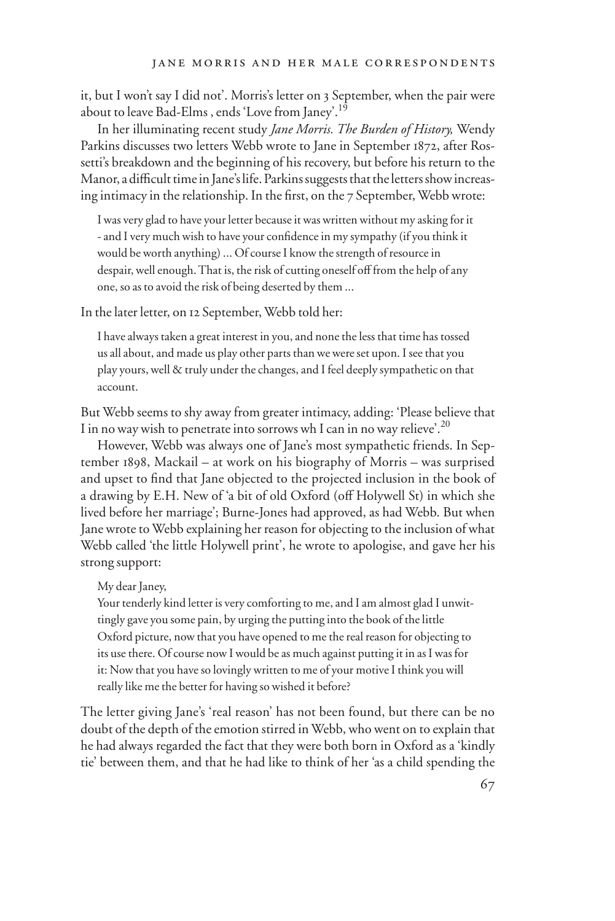it, but I won't say I did not'. Morris's letter on 3 September, when the pair were about to leave Bad-Elms , ends 'Love from Janey'.[19]

In her illuminating recent study *Jane Morris. The Burden of History,* Wendy Parkins discusses two letters Webb wrote to Jane in September 1872, after Rossetti's breakdown and the beginning of his recovery, but before his return to the Manor, a difficult time in Jane's life. Parkins suggests that the letters show increasing intimacy in the relationship. In the first, on the 7 September, Webb wrote:

> I was very glad to have your letter because it was written without my asking for it - and I very much wish to have your confidence in my sympathy (if you think it would be worth anything) ... Of course I know the strength of resource in despair, well enough. That is, the risk of cutting oneself off from the help of any one, so as to avoid the risk of being deserted by them ...

In the later letter, on 12 September, Webb told her:

> I have always taken a great interest in you, and none the less that time has tossed us all about, and made us play other parts than we were set upon. I see that you play yours, well & truly under the changes, and I feel deeply sympathetic on that account.

But Webb seems to shy away from greater intimacy, adding: 'Please believe that I in no way wish to penetrate into sorrows wh I can in no way relieve'.[20]

However, Webb was always one of Jane's most sympathetic friends. In September 1898, Mackail – at work on his biography of Morris – was surprised and upset to find that Jane objected to the projected inclusion in the book of a drawing by E.H. New of 'a bit of old Oxford (off Holywell St) in which she lived before her marriage'; Burne-Jones had approved, as had Webb. But when Jane wrote to Webb explaining her reason for objecting to the inclusion of what Webb called 'the little Holywell print', he wrote to apologise, and gave her his strong support:

> My dear Janey,
> Your tenderly kind letter is very comforting to me, and I am almost glad I unwittingly gave you some pain, by urging the putting into the book of the little Oxford picture, now that you have opened to me the real reason for objecting to its use there. Of course now I would be as much against putting it in as I was for it: Now that you have so lovingly written to me of your motive I think you will really like me the better for having so wished it before?

The letter giving Jane's 'real reason' has not been found, but there can be no doubt of the depth of the emotion stirred in Webb, who went on to explain that he had always regarded the fact that they were both born in Oxford as a 'kindly tie' between them, and that he had like to think of her 'as a child spending the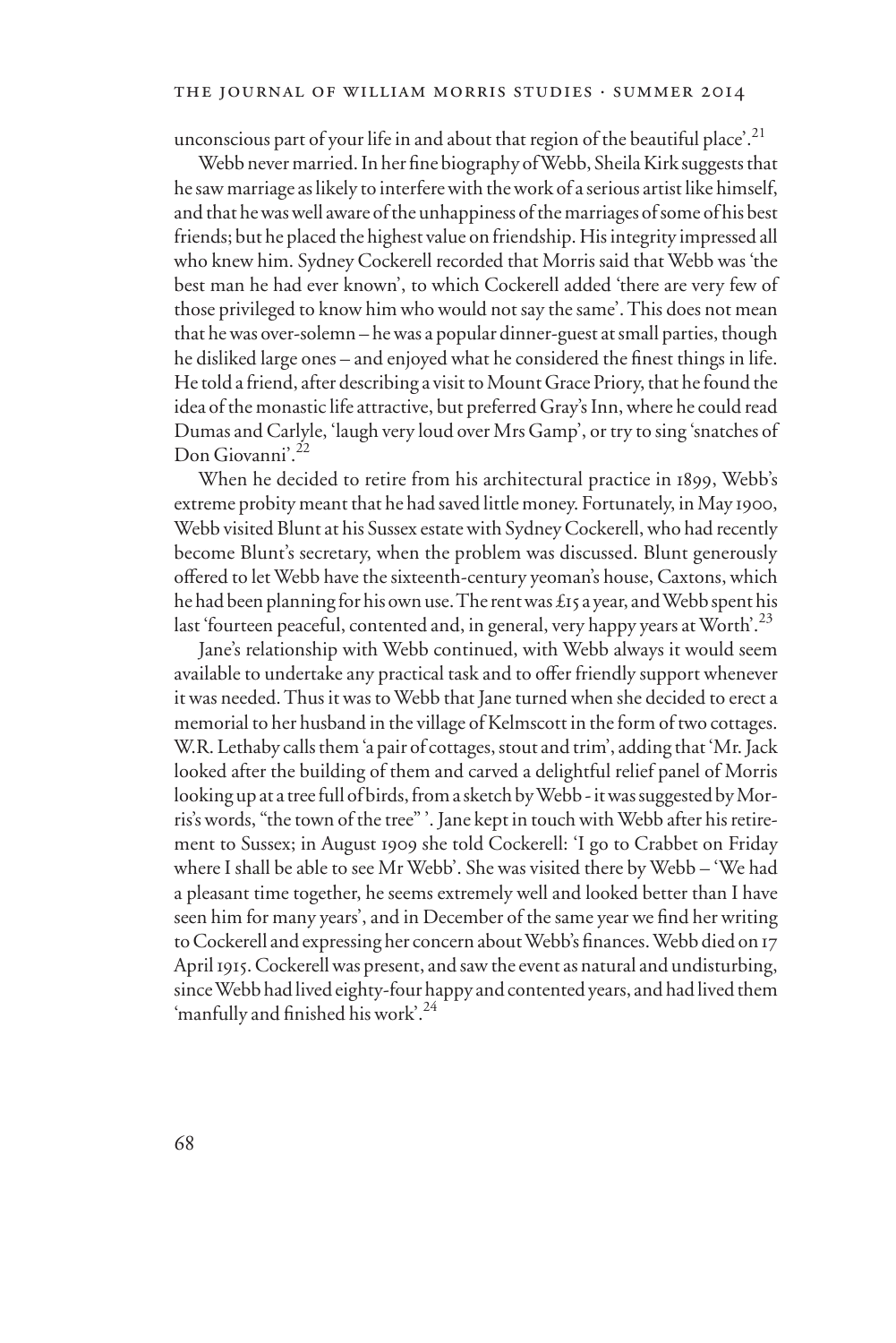unconscious part of your life in and about that region of the beautiful place'.[21]

Webb never married. In her fine biography of Webb, Sheila Kirk suggests that he saw marriage as likely to interfere with the work of a serious artist like himself, and that he was well aware of the unhappiness of the marriages of some of his best friends; but he placed the highest value on friendship. His integrity impressed all who knew him. Sydney Cockerell recorded that Morris said that Webb was 'the best man he had ever known', to which Cockerell added 'there are very few of those privileged to know him who would not say the same'. This does not mean that he was over-solemn – he was a popular dinner-guest at small parties, though he disliked large ones – and enjoyed what he considered the finest things in life. He told a friend, after describing a visit to Mount Grace Priory, that he found the idea of the monastic life attractive, but preferred Gray's Inn, where he could read Dumas and Carlyle, 'laugh very loud over Mrs Gamp', or try to sing 'snatches of Don Giovanni'.[22]

When he decided to retire from his architectural practice in 1899, Webb's extreme probity meant that he had saved little money. Fortunately, in May 1900, Webb visited Blunt at his Sussex estate with Sydney Cockerell, who had recently become Blunt's secretary, when the problem was discussed. Blunt generously offered to let Webb have the sixteenth-century yeoman's house, Caxtons, which he had been planning for his own use. The rent was £15 a year, and Webb spent his last 'fourteen peaceful, contented and, in general, very happy years at Worth'.[23]

Jane's relationship with Webb continued, with Webb always it would seem available to undertake any practical task and to offer friendly support whenever it was needed. Thus it was to Webb that Jane turned when she decided to erect a memorial to her husband in the village of Kelmscott in the form of two cottages. W.R. Lethaby calls them 'a pair of cottages, stout and trim', adding that 'Mr. Jack looked after the building of them and carved a delightful relief panel of Morris looking up at a tree full of birds, from a sketch by Webb - it was suggested by Morris's words, "the town of the tree" '. Jane kept in touch with Webb after his retirement to Sussex; in August 1909 she told Cockerell: 'I go to Crabbet on Friday where I shall be able to see Mr Webb'. She was visited there by Webb – 'We had a pleasant time together, he seems extremely well and looked better than I have seen him for many years', and in December of the same year we find her writing to Cockerell and expressing her concern about Webb's finances. Webb died on 17 April 1915. Cockerell was present, and saw the event as natural and undisturbing, since Webb had lived eighty-four happy and contented years, and had lived them 'manfully and finished his work'.[24]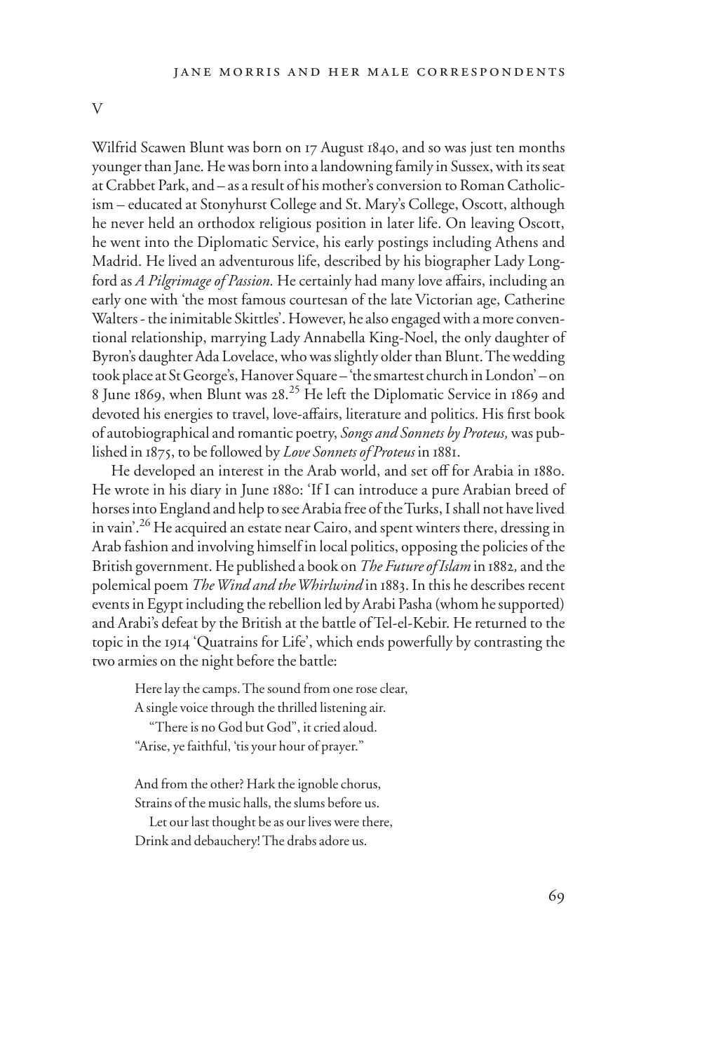V

Wilfrid Scawen Blunt was born on 17 August 1840, and so was just ten months younger than Jane. He was born into a landowning family in Sussex, with its seat at Crabbet Park, and – as a result of his mother's conversion to Roman Catholicism – educated at Stonyhurst College and St. Mary's College, Oscott, although he never held an orthodox religious position in later life. On leaving Oscott, he went into the Diplomatic Service, his early postings including Athens and Madrid. He lived an adventurous life, described by his biographer Lady Longford as *A Pilgrimage of Passion.* He certainly had many love affairs, including an early one with 'the most famous courtesan of the late Victorian age, Catherine Walters - the inimitable Skittles'. However, he also engaged with a more conventional relationship, marrying Lady Annabella King-Noel, the only daughter of Byron's daughter Ada Lovelace, who was slightly older than Blunt. The wedding took place at St George's, Hanover Square – 'the smartest church in London' – on 8 June 1869, when Blunt was 28.[25] He left the Diplomatic Service in 1869 and devoted his energies to travel, love-affairs, literature and politics. His first book of autobiographical and romantic poetry, *Songs and Sonnets by Proteus,* was published in 1875, to be followed by *Love Sonnets of Proteus* in 1881.

He developed an interest in the Arab world, and set off for Arabia in 1880. He wrote in his diary in June 1880: 'If I can introduce a pure Arabian breed of horses into England and help to see Arabia free of the Turks, I shall not have lived in vain'.[26] He acquired an estate near Cairo, and spent winters there, dressing in Arab fashion and involving himself in local politics, opposing the policies of the British government. He published a book on *The Future of Islam* in 1882, and the polemical poem *The Wind and the Whirlwind* in 1883. In this he describes recent events in Egypt including the rebellion led by Arabi Pasha (whom he supported) and Arabi's defeat by the British at the battle of Tel-el-Kebir. He returned to the topic in the 1914 'Quatrains for Life', which ends powerfully by contrasting the two armies on the night before the battle:

> Here lay the camps. The sound from one rose clear,
> A single voice through the thrilled listening air.
> "There is no God but God", it cried aloud.
> "Arise, ye faithful, 'tis your hour of prayer."
>
> And from the other? Hark the ignoble chorus,
> Strains of the music halls, the slums before us.
> Let our last thought be as our lives were there,
> Drink and debauchery! The drabs adore us.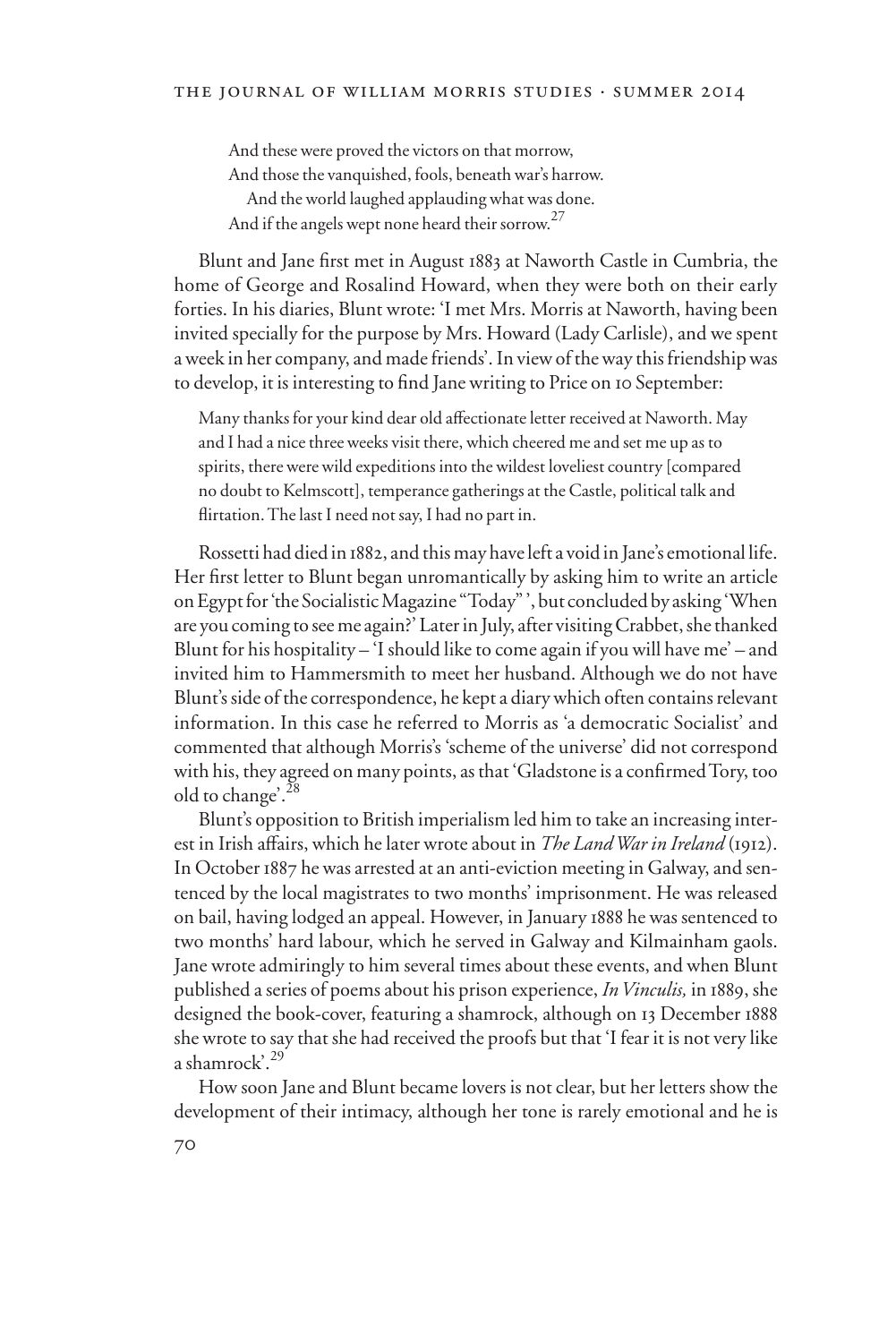And these were proved the victors on that morrow,  
And those the vanquished, fools, beneath war's harrow.  
  And the world laughed applauding what was done.  
And if the angels wept none heard their sorrow.[27]

Blunt and Jane first met in August 1883 at Naworth Castle in Cumbria, the home of George and Rosalind Howard, when they were both on their early forties. In his diaries, Blunt wrote: 'I met Mrs. Morris at Naworth, having been invited specially for the purpose by Mrs. Howard (Lady Carlisle), and we spent a week in her company, and made friends'. In view of the way this friendship was to develop, it is interesting to find Jane writing to Price on 10 September:

> Many thanks for your kind dear old affectionate letter received at Naworth. May and I had a nice three weeks visit there, which cheered me and set me up as to spirits, there were wild expeditions into the wildest loveliest country [compared no doubt to Kelmscott], temperance gatherings at the Castle, political talk and flirtation. The last I need not say, I had no part in.

Rossetti had died in 1882, and this may have left a void in Jane's emotional life. Her first letter to Blunt began unromantically by asking him to write an article on Egypt for 'the Socialistic Magazine "Today" ', but concluded by asking 'When are you coming to see me again?' Later in July, after visiting Crabbet, she thanked Blunt for his hospitality – 'I should like to come again if you will have me' – and invited him to Hammersmith to meet her husband. Although we do not have Blunt's side of the correspondence, he kept a diary which often contains relevant information. In this case he referred to Morris as 'a democratic Socialist' and commented that although Morris's 'scheme of the universe' did not correspond with his, they agreed on many points, as that 'Gladstone is a confirmed Tory, too old to change'.[28]

Blunt's opposition to British imperialism led him to take an increasing interest in Irish affairs, which he later wrote about in *The Land War in Ireland* (1912). In October 1887 he was arrested at an anti-eviction meeting in Galway, and sentenced by the local magistrates to two months' imprisonment. He was released on bail, having lodged an appeal. However, in January 1888 he was sentenced to two months' hard labour, which he served in Galway and Kilmainham gaols. Jane wrote admiringly to him several times about these events, and when Blunt published a series of poems about his prison experience, *In Vinculis,* in 1889, she designed the book-cover, featuring a shamrock, although on 13 December 1888 she wrote to say that she had received the proofs but that 'I fear it is not very like a shamrock'.[29]

How soon Jane and Blunt became lovers is not clear, but her letters show the development of their intimacy, although her tone is rarely emotional and he is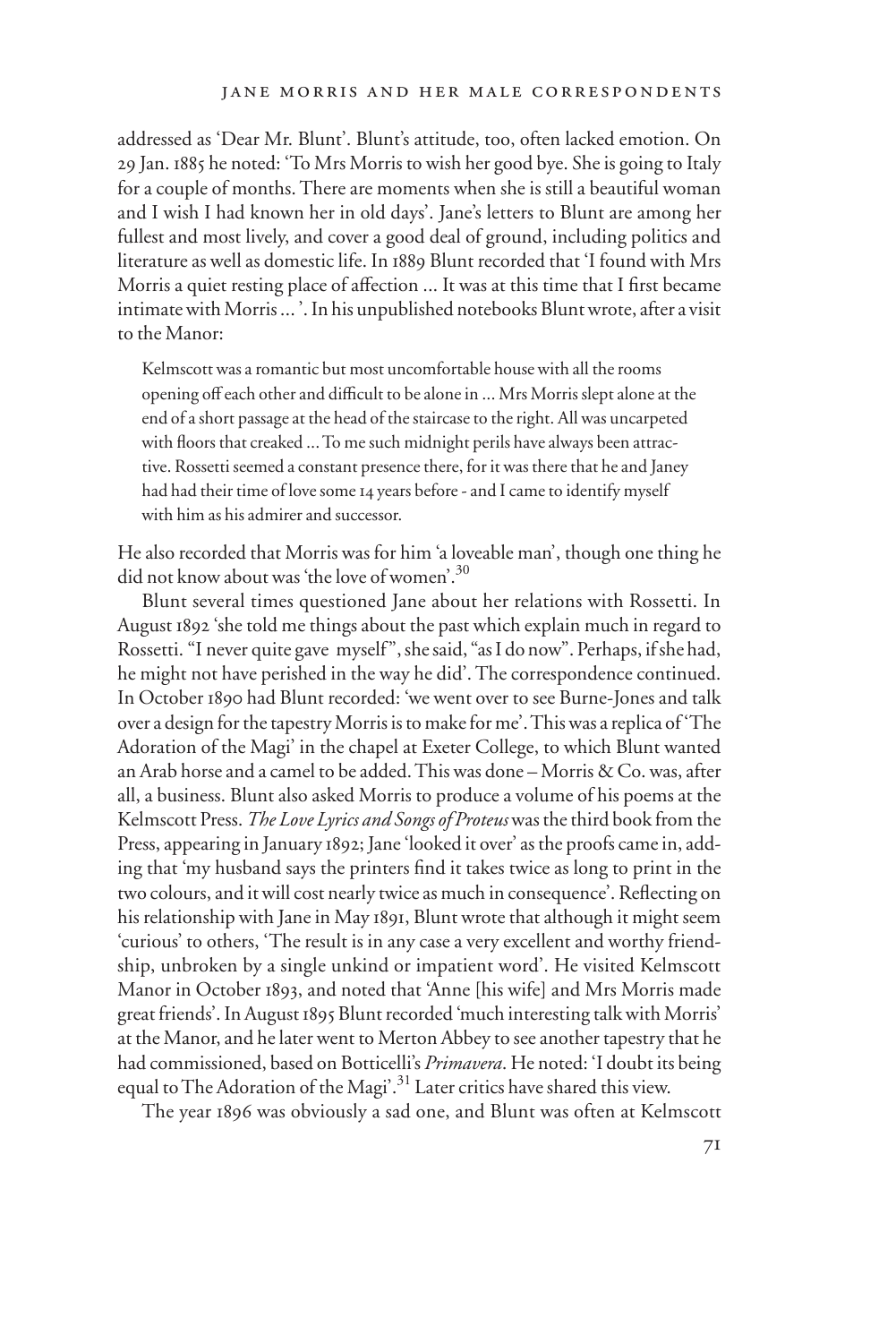addressed as 'Dear Mr. Blunt'. Blunt's attitude, too, often lacked emotion. On 29 Jan. 1885 he noted: 'To Mrs Morris to wish her good bye. She is going to Italy for a couple of months. There are moments when she is still a beautiful woman and I wish I had known her in old days'. Jane's letters to Blunt are among her fullest and most lively, and cover a good deal of ground, including politics and literature as well as domestic life. In 1889 Blunt recorded that 'I found with Mrs Morris a quiet resting place of affection ... It was at this time that I first became intimate with Morris ... '. In his unpublished notebooks Blunt wrote, after a visit to the Manor:

> Kelmscott was a romantic but most uncomfortable house with all the rooms opening off each other and difficult to be alone in ... Mrs Morris slept alone at the end of a short passage at the head of the staircase to the right. All was uncarpeted with floors that creaked ... To me such midnight perils have always been attractive. Rossetti seemed a constant presence there, for it was there that he and Janey had had their time of love some 14 years before - and I came to identify myself with him as his admirer and successor.

He also recorded that Morris was for him 'a loveable man', though one thing he did not know about was 'the love of women'.[30]

Blunt several times questioned Jane about her relations with Rossetti. In August 1892 'she told me things about the past which explain much in regard to Rossetti. "I never quite gave myself", she said, "as I do now". Perhaps, if she had, he might not have perished in the way he did'. The correspondence continued. In October 1890 had Blunt recorded: 'we went over to see Burne-Jones and talk over a design for the tapestry Morris is to make for me'. This was a replica of 'The Adoration of the Magi' in the chapel at Exeter College, to which Blunt wanted an Arab horse and a camel to be added. This was done – Morris & Co. was, after all, a business. Blunt also asked Morris to produce a volume of his poems at the Kelmscott Press. *The Love Lyrics and Songs of Proteus* was the third book from the Press, appearing in January 1892; Jane 'looked it over' as the proofs came in, adding that 'my husband says the printers find it takes twice as long to print in the two colours, and it will cost nearly twice as much in consequence'. Reflecting on his relationship with Jane in May 1891, Blunt wrote that although it might seem 'curious' to others, 'The result is in any case a very excellent and worthy friendship, unbroken by a single unkind or impatient word'. He visited Kelmscott Manor in October 1893, and noted that 'Anne [his wife] and Mrs Morris made great friends'. In August 1895 Blunt recorded 'much interesting talk with Morris' at the Manor, and he later went to Merton Abbey to see another tapestry that he had commissioned, based on Botticelli's *Primavera*. He noted: 'I doubt its being equal to The Adoration of the Magi'.[31] Later critics have shared this view.

The year 1896 was obviously a sad one, and Blunt was often at Kelmscott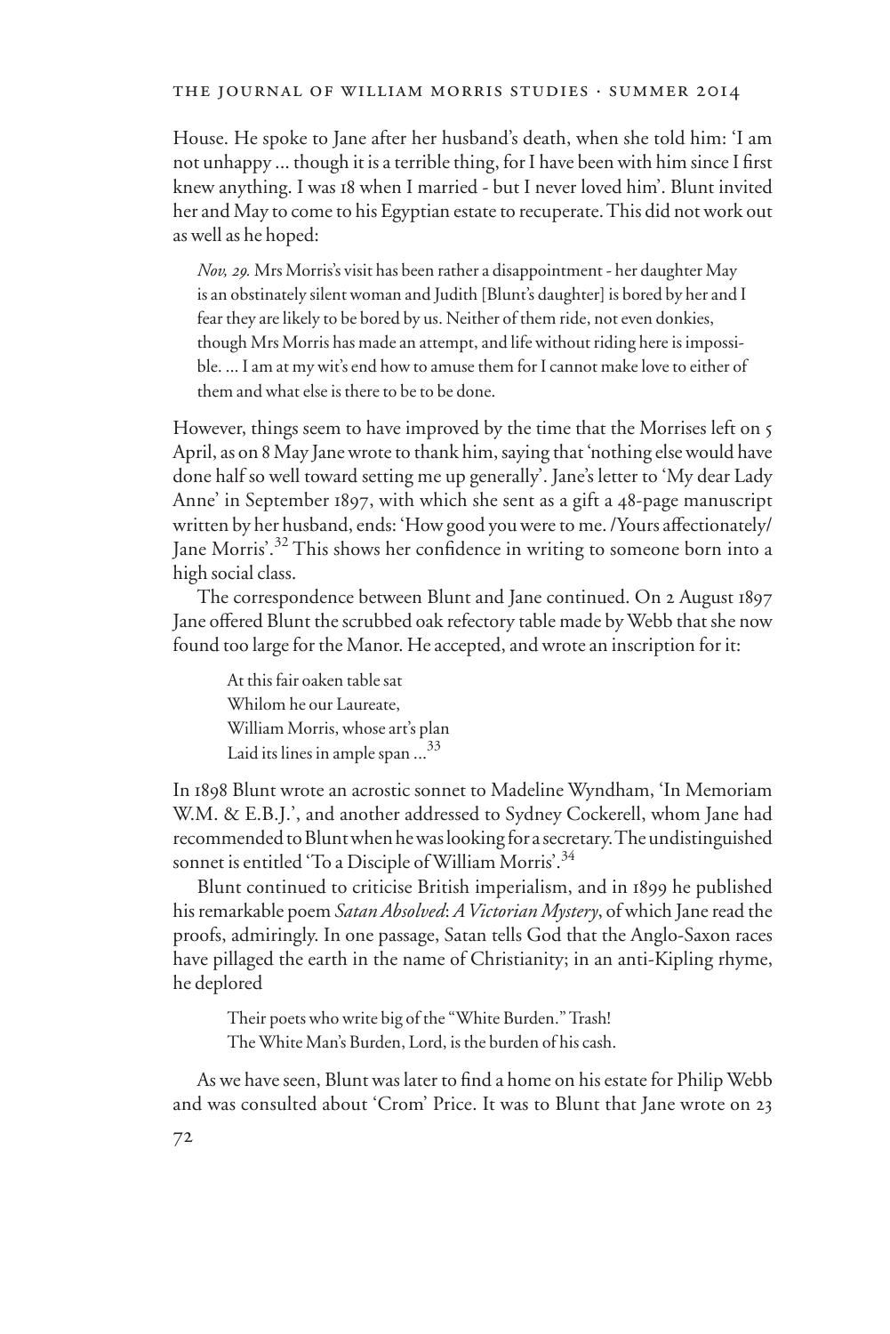House. He spoke to Jane after her husband's death, when she told him: 'I am not unhappy ... though it is a terrible thing, for I have been with him since I first knew anything. I was 18 when I married - but I never loved him'. Blunt invited her and May to come to his Egyptian estate to recuperate. This did not work out as well as he hoped:

> *Nov, 29.* Mrs Morris's visit has been rather a disappointment - her daughter May is an obstinately silent woman and Judith [Blunt's daughter] is bored by her and I fear they are likely to be bored by us. Neither of them ride, not even donkies, though Mrs Morris has made an attempt, and life without riding here is impossible. ... I am at my wit's end how to amuse them for I cannot make love to either of them and what else is there to be to be done.

However, things seem to have improved by the time that the Morrises left on 5 April, as on 8 May Jane wrote to thank him, saying that 'nothing else would have done half so well toward setting me up generally'. Jane's letter to 'My dear Lady Anne' in September 1897, with which she sent as a gift a 48-page manuscript written by her husband, ends: 'How good you were to me. /Yours affectionately/ Jane Morris'.[32] This shows her confidence in writing to someone born into a high social class.

The correspondence between Blunt and Jane continued. On 2 August 1897 Jane offered Blunt the scrubbed oak refectory table made by Webb that she now found too large for the Manor. He accepted, and wrote an inscription for it:

> At this fair oaken table sat  
> Whilom he our Laureate,  
> William Morris, whose art's plan  
> Laid its lines in ample span ...[33]

In 1898 Blunt wrote an acrostic sonnet to Madeline Wyndham, 'In Memoriam W.M. & E.B.J.', and another addressed to Sydney Cockerell, whom Jane had recommended to Blunt when he was looking for a secretary. The undistinguished sonnet is entitled 'To a Disciple of William Morris'.[34]

Blunt continued to criticise British imperialism, and in 1899 he published his remarkable poem *Satan Absolved*: *A Victorian Mystery*, of which Jane read the proofs, admiringly. In one passage, Satan tells God that the Anglo-Saxon races have pillaged the earth in the name of Christianity; in an anti-Kipling rhyme, he deplored

> Their poets who write big of the "White Burden." Trash!  
> The White Man's Burden, Lord, is the burden of his cash.

As we have seen, Blunt was later to find a home on his estate for Philip Webb and was consulted about 'Crom' Price. It was to Blunt that Jane wrote on 23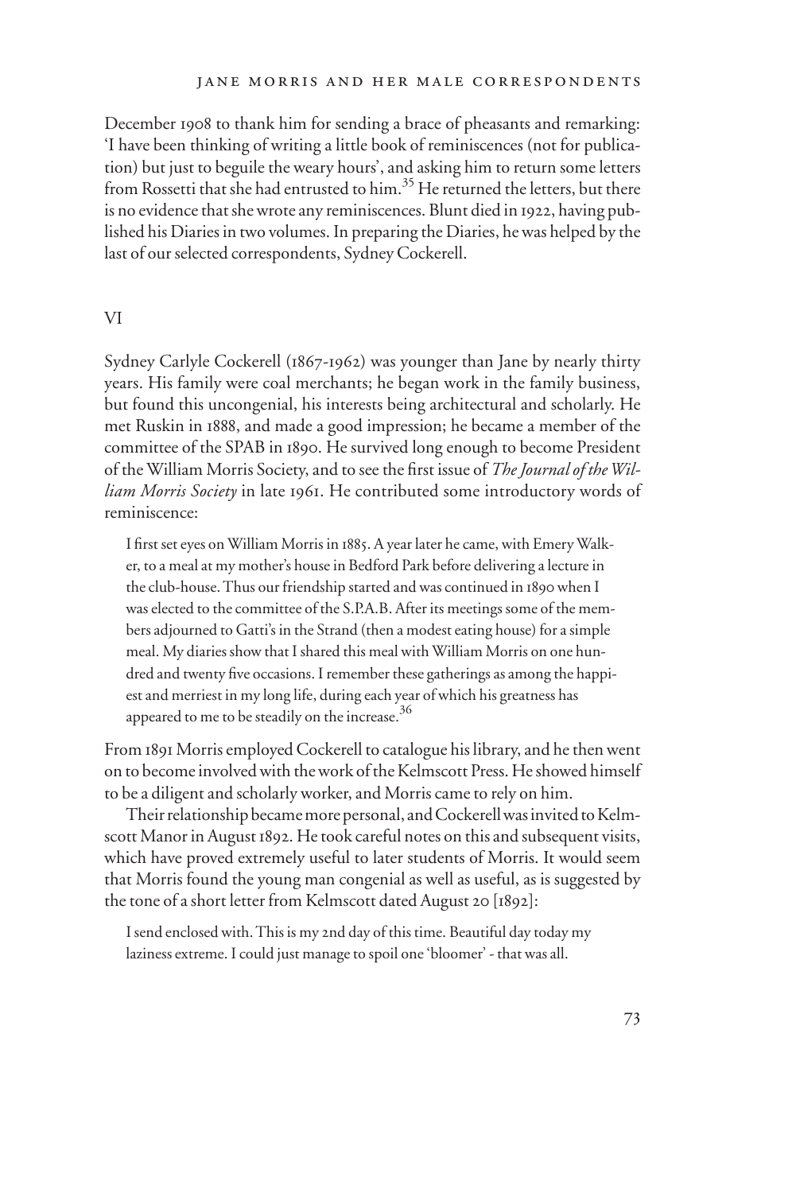December 1908 to thank him for sending a brace of pheasants and remarking: 'I have been thinking of writing a little book of reminiscences (not for publication) but just to beguile the weary hours', and asking him to return some letters from Rossetti that she had entrusted to him.[35] He returned the letters, but there is no evidence that she wrote any reminiscences. Blunt died in 1922, having published his Diaries in two volumes. In preparing the Diaries, he was helped by the last of our selected correspondents, Sydney Cockerell.

## VI

Sydney Carlyle Cockerell (1867-1962) was younger than Jane by nearly thirty years. His family were coal merchants; he began work in the family business, but found this uncongenial, his interests being architectural and scholarly. He met Ruskin in 1888, and made a good impression; he became a member of the committee of the SPAB in 1890. He survived long enough to become President of the William Morris Society, and to see the first issue of *The Journal of the William Morris Society* in late 1961. He contributed some introductory words of reminiscence:

> I first set eyes on William Morris in 1885. A year later he came, with Emery Walker, to a meal at my mother's house in Bedford Park before delivering a lecture in the club-house. Thus our friendship started and was continued in 1890 when I was elected to the committee of the S.P.A.B. After its meetings some of the members adjourned to Gatti's in the Strand (then a modest eating house) for a simple meal. My diaries show that I shared this meal with William Morris on one hundred and twenty five occasions. I remember these gatherings as among the happiest and merriest in my long life, during each year of which his greatness has appeared to me to be steadily on the increase.[36]

From 1891 Morris employed Cockerell to catalogue his library, and he then went on to become involved with the work of the Kelmscott Press. He showed himself to be a diligent and scholarly worker, and Morris came to rely on him.

Their relationship became more personal, and Cockerell was invited to Kelmscott Manor in August 1892. He took careful notes on this and subsequent visits, which have proved extremely useful to later students of Morris. It would seem that Morris found the young man congenial as well as useful, as is suggested by the tone of a short letter from Kelmscott dated August 20 [1892]:

> I send enclosed with. This is my 2nd day of this time. Beautiful day today my laziness extreme. I could just manage to spoil one 'bloomer' - that was all.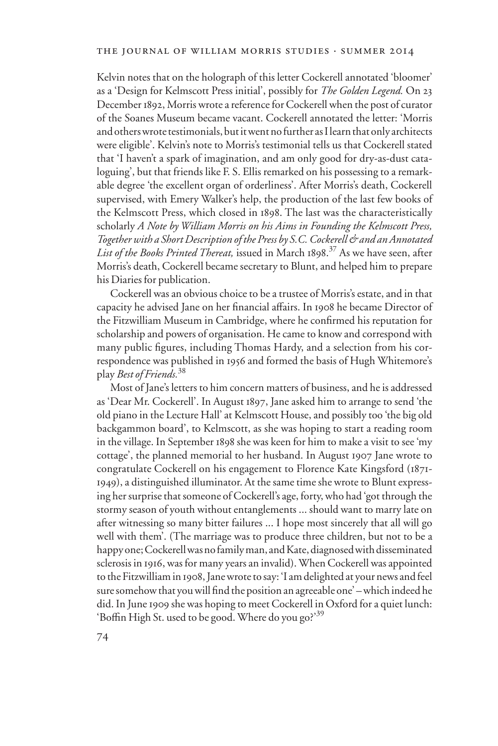Kelvin notes that on the holograph of this letter Cockerell annotated 'bloomer' as a 'Design for Kelmscott Press initial', possibly for *The Golden Legend.* On 23 December 1892, Morris wrote a reference for Cockerell when the post of curator of the Soanes Museum became vacant. Cockerell annotated the letter: 'Morris and others wrote testimonials, but it went no further as I learn that only architects were eligible'. Kelvin's note to Morris's testimonial tells us that Cockerell stated that 'I haven't a spark of imagination, and am only good for dry-as-dust cataloguing', but that friends like F. S. Ellis remarked on his possessing to a remarkable degree 'the excellent organ of orderliness'. After Morris's death, Cockerell supervised, with Emery Walker's help, the production of the last few books of the Kelmscott Press, which closed in 1898. The last was the characteristically scholarly *A Note by William Morris on his Aims in Founding the Kelmscott Press, Together with a Short Description of the Press by S.C. Cockerell & and an Annotated List of the Books Printed Thereat,* issued in March 1898.[37] As we have seen, after Morris's death, Cockerell became secretary to Blunt, and helped him to prepare his Diaries for publication.

Cockerell was an obvious choice to be a trustee of Morris's estate, and in that capacity he advised Jane on her financial affairs. In 1908 he became Director of the Fitzwilliam Museum in Cambridge, where he confirmed his reputation for scholarship and powers of organisation. He came to know and correspond with many public figures, including Thomas Hardy, and a selection from his correspondence was published in 1956 and formed the basis of Hugh Whitemore's play *Best of Friends.*[38]

Most of Jane's letters to him concern matters of business, and he is addressed as 'Dear Mr. Cockerell'. In August 1897, Jane asked him to arrange to send 'the old piano in the Lecture Hall' at Kelmscott House, and possibly too 'the big old backgammon board', to Kelmscott, as she was hoping to start a reading room in the village. In September 1898 she was keen for him to make a visit to see 'my cottage', the planned memorial to her husband. In August 1907 Jane wrote to congratulate Cockerell on his engagement to Florence Kate Kingsford (1871-1949), a distinguished illuminator. At the same time she wrote to Blunt expressing her surprise that someone of Cockerell's age, forty, who had 'got through the stormy season of youth without entanglements ... should want to marry late on after witnessing so many bitter failures ... I hope most sincerely that all will go well with them'. (The marriage was to produce three children, but not to be a happy one; Cockerell was no family man, and Kate, diagnosed with disseminated sclerosis in 1916, was for many years an invalid). When Cockerell was appointed to the Fitzwilliam in 1908, Jane wrote to say: 'I am delighted at your news and feel sure somehow that you will find the position an agreeable one' – which indeed he did. In June 1909 she was hoping to meet Cockerell in Oxford for a quiet lunch: 'Boffin High St. used to be good. Where do you go?'[39]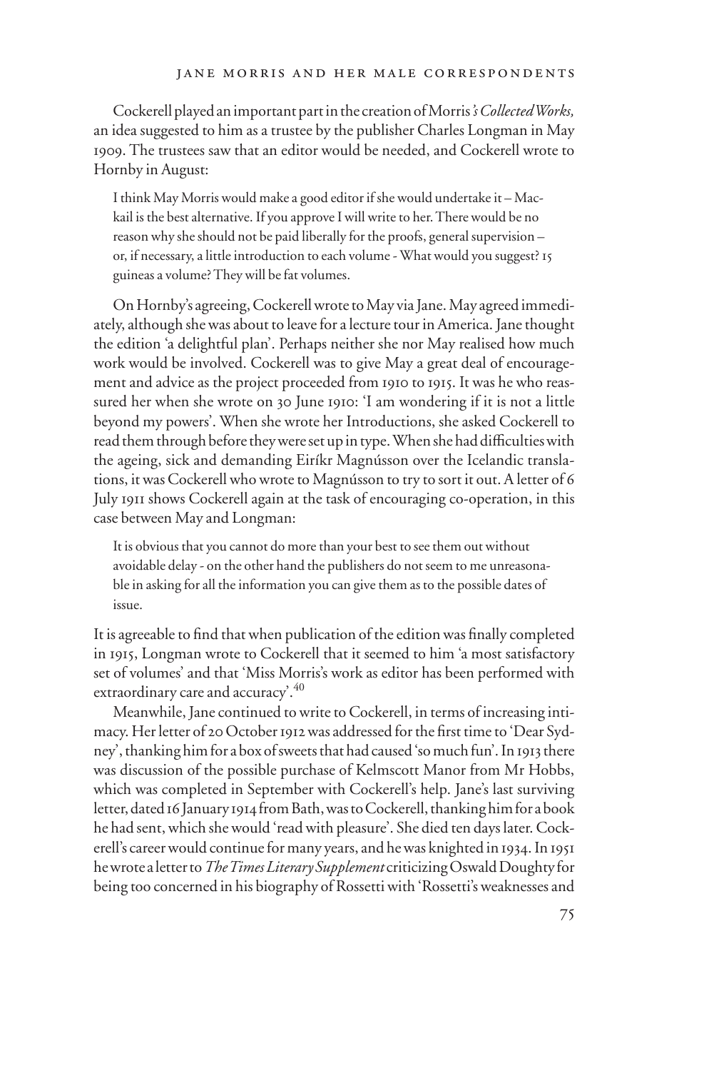Cockerell played an important part in the creation of Morris's *Collected Works,* an idea suggested to him as a trustee by the publisher Charles Longman in May 1909. The trustees saw that an editor would be needed, and Cockerell wrote to Hornby in August:

> I think May Morris would make a good editor if she would undertake it – Mackail is the best alternative. If you approve I will write to her. There would be no reason why she should not be paid liberally for the proofs, general supervision – or, if necessary, a little introduction to each volume - What would you suggest? 15 guineas a volume? They will be fat volumes.

On Hornby's agreeing, Cockerell wrote to May via Jane. May agreed immediately, although she was about to leave for a lecture tour in America. Jane thought the edition 'a delightful plan'. Perhaps neither she nor May realised how much work would be involved. Cockerell was to give May a great deal of encouragement and advice as the project proceeded from 1910 to 1915. It was he who reassured her when she wrote on 30 June 1910: 'I am wondering if it is not a little beyond my powers'. When she wrote her Introductions, she asked Cockerell to read them through before they were set up in type. When she had difficulties with the ageing, sick and demanding Eiríkr Magnússon over the Icelandic translations, it was Cockerell who wrote to Magnússon to try to sort it out. A letter of 6 July 1911 shows Cockerell again at the task of encouraging co-operation, in this case between May and Longman:

> It is obvious that you cannot do more than your best to see them out without avoidable delay - on the other hand the publishers do not seem to me unreasonable in asking for all the information you can give them as to the possible dates of issue.

It is agreeable to find that when publication of the edition was finally completed in 1915, Longman wrote to Cockerell that it seemed to him 'a most satisfactory set of volumes' and that 'Miss Morris's work as editor has been performed with extraordinary care and accuracy'.[40]

Meanwhile, Jane continued to write to Cockerell, in terms of increasing intimacy. Her letter of 20 October 1912 was addressed for the first time to 'Dear Sydney', thanking him for a box of sweets that had caused 'so much fun'. In 1913 there was discussion of the possible purchase of Kelmscott Manor from Mr Hobbs, which was completed in September with Cockerell's help. Jane's last surviving letter, dated 16 January 1914 from Bath, was to Cockerell, thanking him for a book he had sent, which she would 'read with pleasure'. She died ten days later. Cockerell's career would continue for many years, and he was knighted in 1934. In 1951 he wrote a letter to *The Times Literary Supplement* criticizing Oswald Doughty for being too concerned in his biography of Rossetti with 'Rossetti's weaknesses and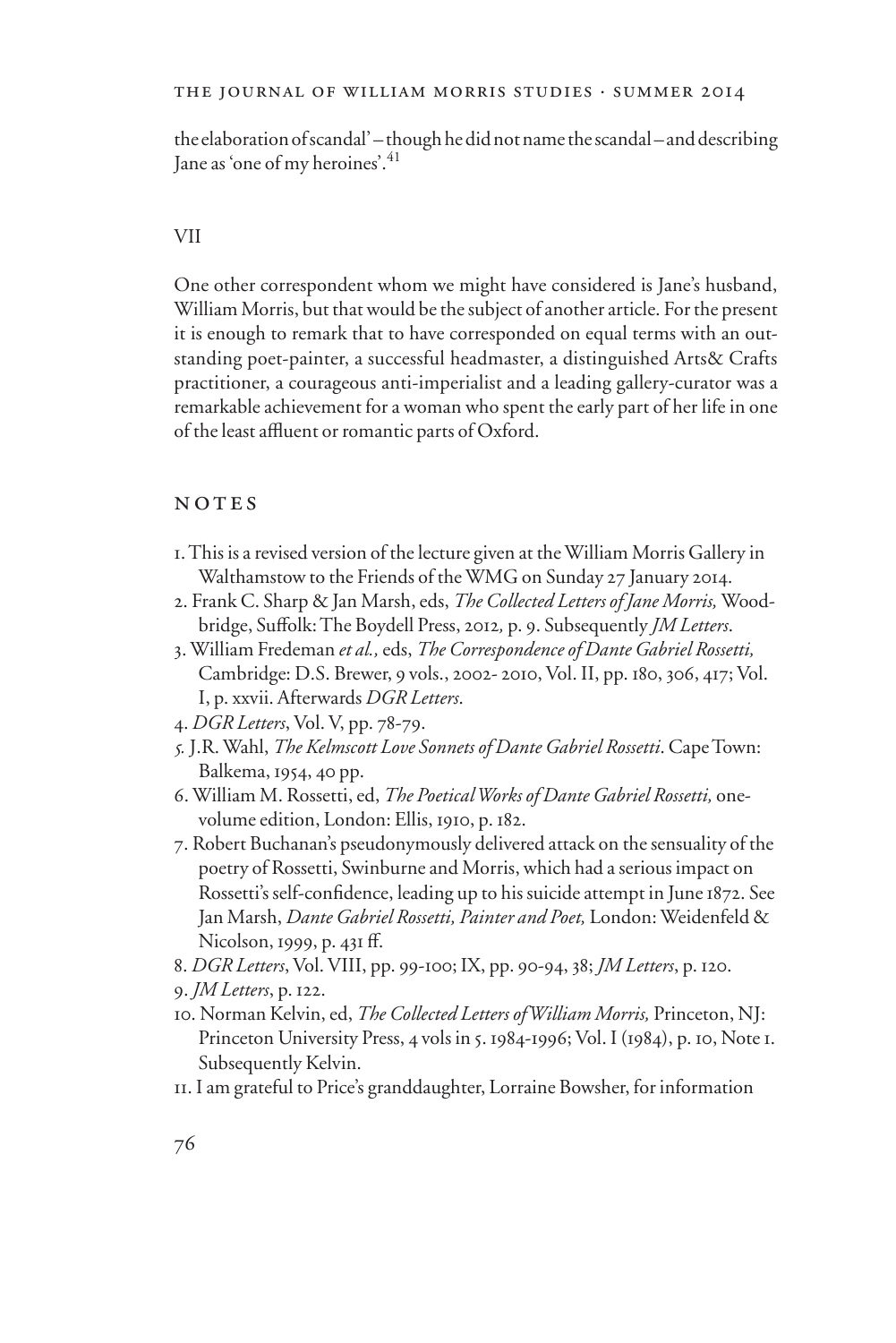the elaboration of scandal' – though he did not name the scandal – and describing Jane as 'one of my heroines'.[41]

## VII

One other correspondent whom we might have considered is Jane's husband, William Morris, but that would be the subject of another article. For the present it is enough to remark that to have corresponded on equal terms with an outstanding poet-painter, a successful headmaster, a distinguished Arts& Crafts practitioner, a courageous anti-imperialist and a leading gallery-curator was a remarkable achievement for a woman who spent the early part of her life in one of the least affluent or romantic parts of Oxford.

## NOTES

1. This is a revised version of the lecture given at the William Morris Gallery in Walthamstow to the Friends of the WMG on Sunday 27 January 2014.
2. Frank C. Sharp & Jan Marsh, eds, *The Collected Letters of Jane Morris,* Woodbridge, Suffolk: The Boydell Press, 2012*,* p. 9. Subsequently *JM Letters*.
3. William Fredeman *et al.,* eds, *The Correspondence of Dante Gabriel Rossetti,* Cambridge: D.S. Brewer, 9 vols., 2002- 2010, Vol. II, pp. 180, 306, 417; Vol. I, p. xxvii. Afterwards *DGR Letters*.
4. *DGR Letters*, Vol. V, pp. 78-79.
5. J.R. Wahl, *The Kelmscott Love Sonnets of Dante Gabriel Rossetti*. Cape Town: Balkema, 1954, 40 pp.
6. William M. Rossetti, ed, *The Poetical Works of Dante Gabriel Rossetti,* one-volume edition, London: Ellis, 1910, p. 182.
7. Robert Buchanan's pseudonymously delivered attack on the sensuality of the poetry of Rossetti, Swinburne and Morris, which had a serious impact on Rossetti's self-confidence, leading up to his suicide attempt in June 1872. See Jan Marsh, *Dante Gabriel Rossetti, Painter and Poet,* London: Weidenfeld & Nicolson, 1999, p. 431 ff.
8. *DGR Letters*, Vol. VIII, pp. 99-100; IX, pp. 90-94, 38; *JM Letters*, p. 120.
9. *JM Letters*, p. 122.
10. Norman Kelvin, ed, *The Collected Letters of William Morris,* Princeton, NJ: Princeton University Press, 4 vols in 5. 1984-1996; Vol. I (1984), p. 10, Note 1. Subsequently Kelvin.
11. I am grateful to Price's granddaughter, Lorraine Bowsher, for information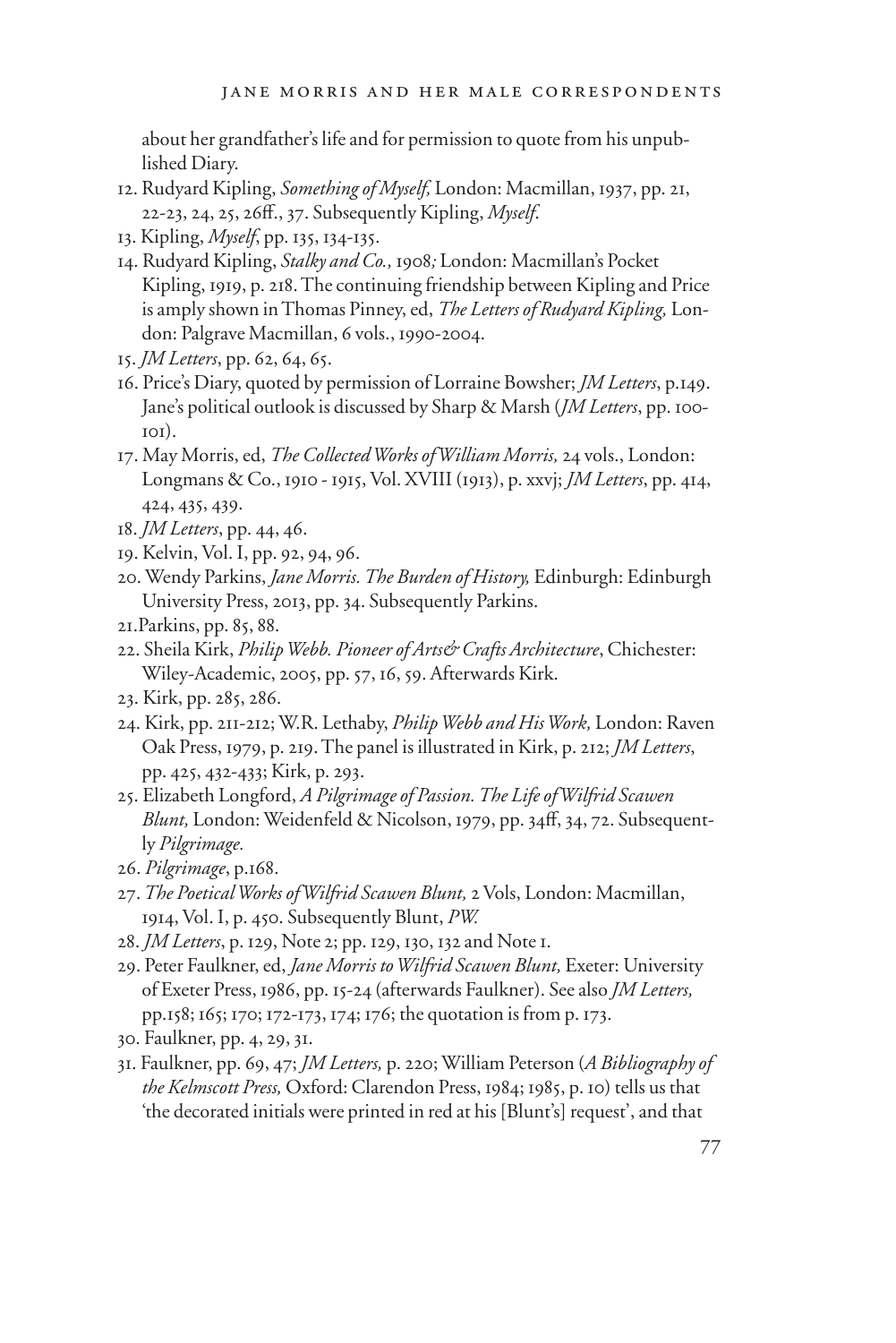about her grandfather's life and for permission to quote from his unpublished Diary.

12. Rudyard Kipling, *Something of Myself,* London: Macmillan, 1937, pp. 21, 22-23, 24, 25, 26ff., 37. Subsequently Kipling, *Myself*.
13. Kipling, *Myself*, pp. 135, 134-135.
14. Rudyard Kipling, *Stalky and Co.,* 1908*;* London: Macmillan's Pocket Kipling, 1919, p. 218. The continuing friendship between Kipling and Price is amply shown in Thomas Pinney, ed, *The Letters of Rudyard Kipling,* London: Palgrave Macmillan, 6 vols., 1990-2004.
15. *JM Letters*, pp. 62, 64, 65.
16. Price's Diary, quoted by permission of Lorraine Bowsher; *JM Letters*, p.149. Jane's political outlook is discussed by Sharp & Marsh (*JM Letters*, pp. 100-101).
17. May Morris, ed, *The Collected Works of William Morris,* 24 vols., London: Longmans & Co., 1910 - 1915, Vol. XVIII (1913), p. xxvj; *JM Letters*, pp. 414, 424, 435, 439.
18. *JM Letters*, pp. 44, 46.
19. Kelvin, Vol. I, pp. 92, 94, 96.
20. Wendy Parkins, *Jane Morris. The Burden of History,* Edinburgh: Edinburgh University Press, 2013, pp. 34. Subsequently Parkins.
21. Parkins, pp. 85, 88.
22. Sheila Kirk, *Philip Webb. Pioneer of Arts& Crafts Architecture*, Chichester: Wiley-Academic, 2005, pp. 57, 16, 59. Afterwards Kirk.
23. Kirk, pp. 285, 286.
24. Kirk, pp. 211-212; W.R. Lethaby, *Philip Webb and His Work,* London: Raven Oak Press, 1979, p. 219. The panel is illustrated in Kirk, p. 212; *JM Letters*, pp. 425, 432-433; Kirk, p. 293.
25. Elizabeth Longford, *A Pilgrimage of Passion. The Life of Wilfrid Scawen Blunt,* London: Weidenfeld & Nicolson, 1979, pp. 34ff, 34, 72. Subsequently *Pilgrimage.*
26. *Pilgrimage*, p.168.
27. *The Poetical Works of Wilfrid Scawen Blunt,* 2 Vols, London: Macmillan, 1914, Vol. I, p. 450. Subsequently Blunt, *PW.*
28. *JM Letters*, p. 129, Note 2; pp. 129, 130, 132 and Note 1.
29. Peter Faulkner, ed, *Jane Morris to Wilfrid Scawen Blunt,* Exeter: University of Exeter Press, 1986, pp. 15-24 (afterwards Faulkner). See also *JM Letters,* pp.158; 165; 170; 172-173, 174; 176; the quotation is from p. 173.
30. Faulkner, pp. 4, 29, 31.
31. Faulkner, pp. 69, 47; *JM Letters,* p. 220; William Peterson (*A Bibliography of the Kelmscott Press,* Oxford: Clarendon Press, 1984; 1985, p. 10) tells us that 'the decorated initials were printed in red at his [Blunt's] request', and that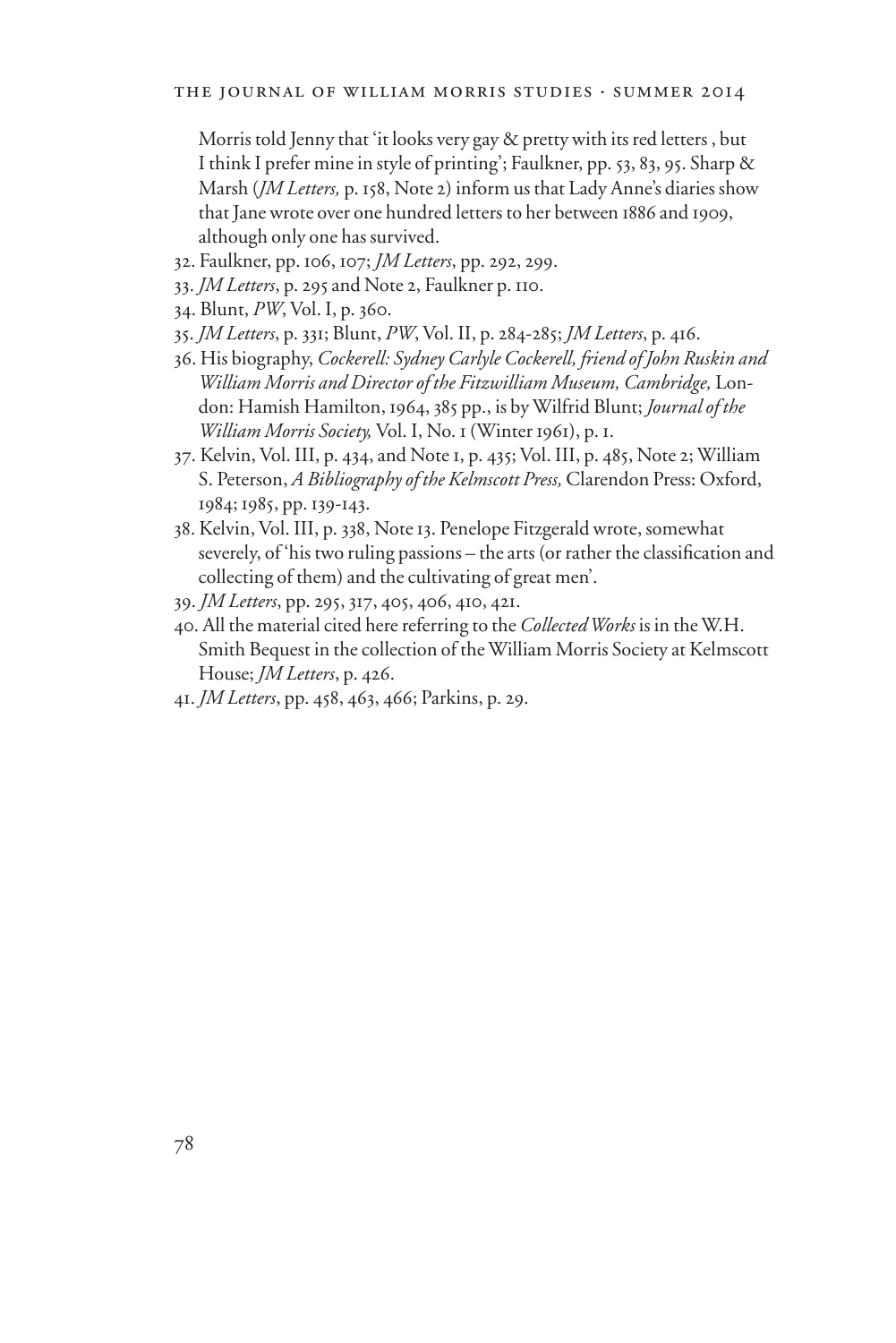Morris told Jenny that 'it looks very gay & pretty with its red letters , but I think I prefer mine in style of printing'; Faulkner, pp. 53, 83, 95. Sharp & Marsh (*JM Letters,* p. 158, Note 2) inform us that Lady Anne's diaries show that Jane wrote over one hundred letters to her between 1886 and 1909, although only one has survived.

32. Faulkner, pp. 106, 107; *JM Letters*, pp. 292, 299.
33. *JM Letters*, p. 295 and Note 2, Faulkner p. 110.
34. Blunt, *PW*, Vol. I, p. 360.
35. *JM Letters*, p. 331; Blunt, *PW*, Vol. II, p. 284-285; *JM Letters*, p. 416.
36. His biography, *Cockerell: Sydney Carlyle Cockerell, friend of John Ruskin and William Morris and Director of the Fitzwilliam Museum, Cambridge,* London: Hamish Hamilton, 1964, 385 pp., is by Wilfrid Blunt; *Journal of the William Morris Society,* Vol. I, No. 1 (Winter 1961), p. 1.
37. Kelvin, Vol. III, p. 434, and Note 1, p. 435; Vol. III, p. 485, Note 2; William S. Peterson, *A Bibliography of the Kelmscott Press,* Clarendon Press: Oxford, 1984; 1985, pp. 139-143.
38. Kelvin, Vol. III, p. 338, Note 13. Penelope Fitzgerald wrote, somewhat severely, of 'his two ruling passions – the arts (or rather the classification and collecting of them) and the cultivating of great men'.
39. *JM Letters*, pp. 295, 317, 405, 406, 410, 421.
40. All the material cited here referring to the *Collected Works* is in the W.H. Smith Bequest in the collection of the William Morris Society at Kelmscott House; *JM Letters*, p. 426.
41. *JM Letters*, pp. 458, 463, 466; Parkins, p. 29.